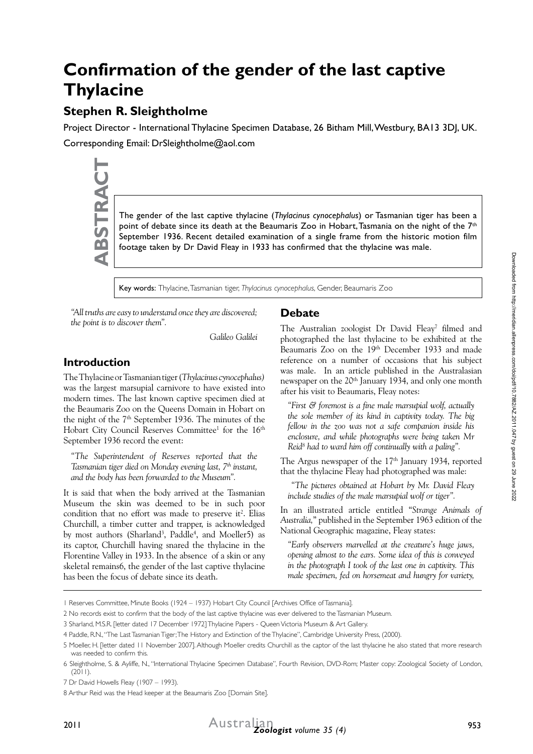# Confirmation of the gender of the last captive Thylacine

## Stephen R. Sleightholme

Project Director - International Thylacine Specimen Database, 26 Bitham Mill, Westbury, BA13 3DJ, UK.

Corresponding Email: DrSleightholme@aol.com

**ABSTRACT**

The gender of the last captive thylacine (*Thylacinus cynocephalus*) or Tasmanian tiger has been a point of debate since its death at the Beaumaris Zoo in Hobart, Tasmania on the night of the 7th September 1936. Recent detailed examination of a single frame from the historic motion film footage taken by Dr David Fleay in 1933 has confirmed that the thylacine was male.

Key words: Thylacine, Tasmanian tiger, *Thylacinus cynocephalus*, Gender, Beaumaris Zoo

*"All truths are easy to understand once they are discovered; the point is to discover them".*

*Galileo Galilei*

## Introduction

The Thylacine or Tasmanian tiger (*Thylacinus cynocephalus*) was the largest marsupial carnivore to have existed into modern times. The last known captive specimen died at the Beaumaris Zoo on the Queens Domain in Hobart on the night of the 7th September 1936. The minutes of the Hobart City Council Reserves Committee[1] for the 16th September 1936 record the event:

> *"The Superintendent of Reserves reported that the Tasmanian tiger died on Monday evening last, 7th instant, and the body has been forwarded to the Museum".*

It is said that when the body arrived at the Tasmanian Museum the skin was deemed to be in such poor condition that no effort was made to preserve it[2]. Elias Churchill, a timber cutter and trapper, is acknowledged by most authors (Sharland[3], Paddle[4], and Moeller5) as its captor, Churchill having snared the thylacine in the Florentine Valley in 1933. In the absence of a skin or any skeletal remains6, the gender of the last captive thylacine has been the focus of debate since its death.

## Debate

The Australian zoologist Dr David Fleay[7] filmed and photographed the last thylacine to be exhibited at the Beaumaris Zoo on the 19th December 1933 and made reference on a number of occasions that his subject was male. In an article published in the Australasian newspaper on the 20th January 1934, and only one month after his visit to Beaumaris, Fleay notes:

> *"First & foremost is a fine male marsupial wolf, actually the sole member of its kind in captivity today. The big fellow in the zoo was not a safe companion inside his enclosure, and while photographs were being taken Mr Reid[8] had to ward him off continually with a paling".*

The Argus newspaper of the 17th January 1934, reported that the thylacine Fleay had photographed was male:

> *"The pictures obtained at Hobart by Mr. David Fleay include studies of the male marsupial wolf or tiger".*

In an illustrated article entitled "*Strange Animals of Australia,*" published in the September 1963 edition of the National Geographic magazine, Fleay states:

> *"Early observers marvelled at the creature's huge jaws, opening almost to the ears. Some idea of this is conveyed in the photograph I took of the last one in captivity. This male specimen, fed on horsemeat and hungry for variety,*

---

1 Reserves Committee, Minute Books (1924 – 1937) Hobart City Council [Archives Office of Tasmania].

2 No records exist to confirm that the body of the last captive thylacine was ever delivered to the Tasmanian Museum.

3 Sharland, M.S.R. [letter dated 17 December 1972] Thylacine Papers - Queen Victoria Museum & Art Gallery.

4 Paddle, R.N., "The Last Tasmanian Tiger; The History and Extinction of the Thylacine", Cambridge University Press, (2000).

5 Moeller, H. [letter dated 11 November 2007]. Although Moeller credits Churchill as the captor of the last thylacine he also stated that more research was needed to confirm this.

6 Sleightholme, S. & Ayliffe, N., "International Thylacine Specimen Database", Fourth Revision, DVD-Rom; Master copy: Zoological Society of London, (2011).

7 Dr David Howells Fleay (1907 – 1993).

8 Arthur Reid was the Head keeper at the Beaumaris Zoo [Domain Site].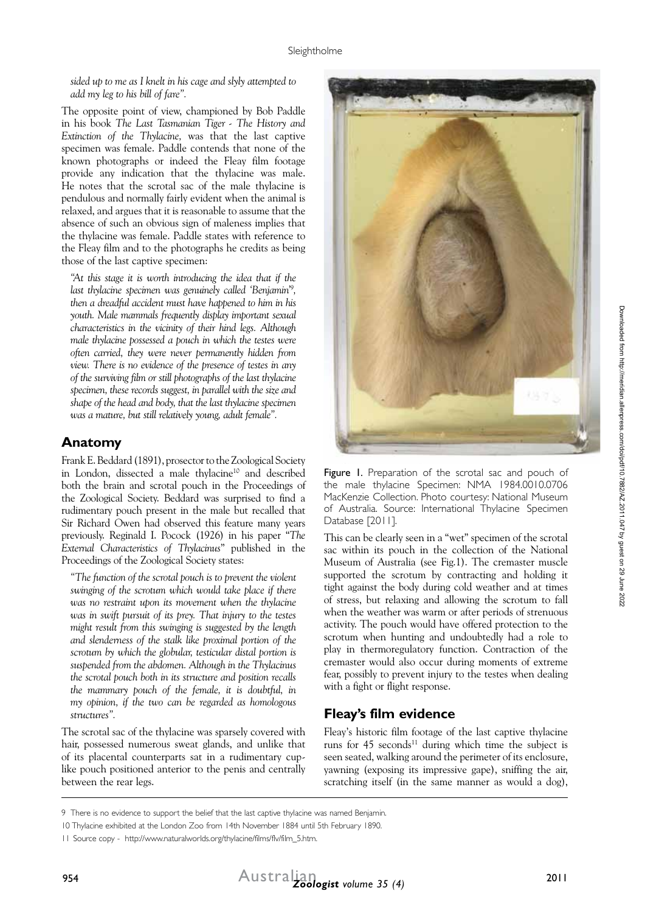*sided up to me as I knelt in his cage and slyly attempted to add my leg to his bill of fare".*

The opposite point of view, championed by Bob Paddle in his book *The Last Tasmanian Tiger - The History and Extinction of the Thylacine,* was that the last captive specimen was female. Paddle contends that none of the known photographs or indeed the Fleay film footage provide any indication that the thylacine was male. He notes that the scrotal sac of the male thylacine is pendulous and normally fairly evident when the animal is relaxed, and argues that it is reasonable to assume that the absence of such an obvious sign of maleness implies that the thylacine was female. Paddle states with reference to the Fleay film and to the photographs he credits as being those of the last captive specimen:

*"At this stage it is worth introducing the idea that if the last thylacine specimen was genuinely called 'Benjamin'[9], then a dreadful accident must have happened to him in his youth. Male mammals frequently display important sexual characteristics in the vicinity of their hind legs. Although male thylacine possessed a pouch in which the testes were often carried, they were never permanently hidden from view. There is no evidence of the presence of testes in any of the surviving film or still photographs of the last thylacine specimen, these records suggest, in parallel with the size and shape of the head and body, that the last thylacine specimen was a mature, but still relatively young, adult female".*

## Anatomy

Frank E. Beddard (1891), prosector to the Zoological Society in London, dissected a male thylacine[10] and described both the brain and scrotal pouch in the Proceedings of the Zoological Society. Beddard was surprised to find a rudimentary pouch present in the male but recalled that Sir Richard Owen had observed this feature many years previously. Reginald I. Pocock (1926) in his paper "*The External Characteristics of Thylacinus*" published in the Proceedings of the Zoological Society states:

*"The function of the scrotal pouch is to prevent the violent swinging of the scrotum which would take place if there was no restraint upon its movement when the thylacine was in swift pursuit of its prey. That injury to the testes might result from this swinging is suggested by the length and slenderness of the stalk like proximal portion of the scrotum by which the globular, testicular distal portion is suspended from the abdomen. Although in the Thylacinus the scrotal pouch both in its structure and position recalls the mammary pouch of the female, it is doubtful, in my opinion, if the two can be regarded as homologous structures".*

The scrotal sac of the thylacine was sparsely covered with hair, possessed numerous sweat glands, and unlike that of its placental counterparts sat in a rudimentary cup-like pouch positioned anterior to the penis and centrally between the rear legs.

**Figure 1.** Preparation of the scrotal sac and pouch of the male thylacine Specimen: NMA 1984.0010.0706 MacKenzie Collection. Photo courtesy: National Museum of Australia. Source: International Thylacine Specimen Database [2011].

This can be clearly seen in a "wet" specimen of the scrotal sac within its pouch in the collection of the National Museum of Australia (see Fig.1). The cremaster muscle supported the scrotum by contracting and holding it tight against the body during cold weather and at times of stress, but relaxing and allowing the scrotum to fall when the weather was warm or after periods of strenuous activity. The pouch would have offered protection to the scrotum when hunting and undoubtedly had a role to play in thermoregulatory function. Contraction of the cremaster would also occur during moments of extreme fear, possibly to prevent injury to the testes when dealing with a fight or flight response.

## Fleay's film evidence

Fleay's historic film footage of the last captive thylacine runs for 45 seconds[11] during which time the subject is seen seated, walking around the perimeter of its enclosure, yawning (exposing its impressive gape), sniffing the air, scratching itself (in the same manner as would a dog),

---

9 There is no evidence to support the belief that the last captive thylacine was named Benjamin.

10 Thylacine exhibited at the London Zoo from 14th November 1884 until 5th February 1890.

11 Source copy - http://www.naturalworlds.org/thylacine/films/flv/film_5.htm.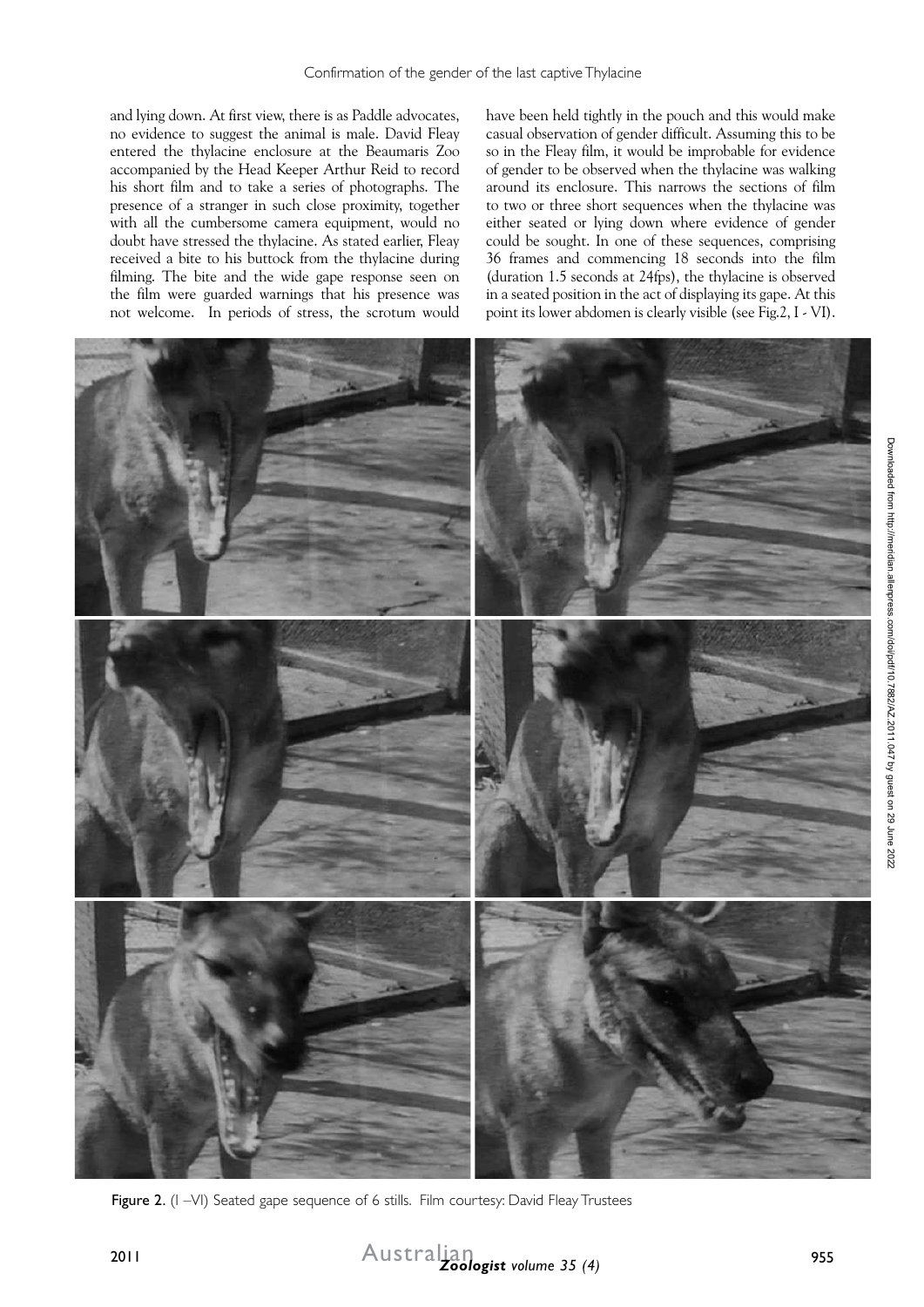and lying down. At first view, there is as Paddle advocates, no evidence to suggest the animal is male. David Fleay entered the thylacine enclosure at the Beaumaris Zoo accompanied by the Head Keeper Arthur Reid to record his short film and to take a series of photographs. The presence of a stranger in such close proximity, together with all the cumbersome camera equipment, would no doubt have stressed the thylacine. As stated earlier, Fleay received a bite to his buttock from the thylacine during filming. The bite and the wide gape response seen on the film were guarded warnings that his presence was not welcome. In periods of stress, the scrotum would have been held tightly in the pouch and this would make casual observation of gender difficult. Assuming this to be so in the Fleay film, it would be improbable for evidence of gender to be observed when the thylacine was walking around its enclosure. This narrows the sections of film to two or three short sequences when the thylacine was either seated or lying down where evidence of gender could be sought. In one of these sequences, comprising 36 frames and commencing 18 seconds into the film (duration 1.5 seconds at 24fps), the thylacine is observed in a seated position in the act of displaying its gape. At this point its lower abdomen is clearly visible (see Fig.2, I - VI).

**Figure 2.** (I –VI) Seated gape sequence of 6 stills. Film courtesy: David Fleay Trustees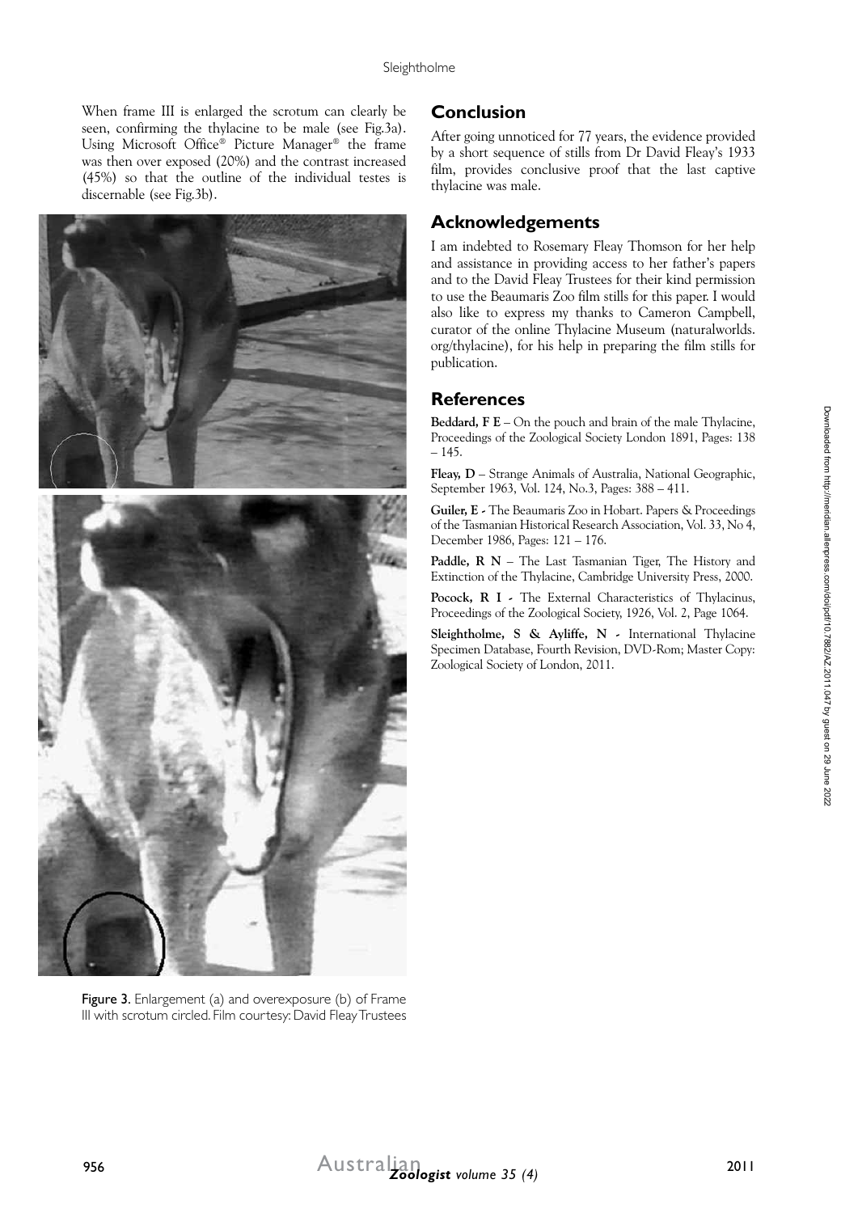When frame III is enlarged the scrotum can clearly be seen, confirming the thylacine to be male (see Fig.3a). Using Microsoft Office® Picture Manager® the frame was then over exposed (20%) and the contrast increased (45%) so that the outline of the individual testes is discernable (see Fig.3b).

Figure 3. Enlargement (a) and overexposure (b) of Frame III with scrotum circled. Film courtesy: David Fleay Trustees

## Conclusion

After going unnoticed for 77 years, the evidence provided by a short sequence of stills from Dr David Fleay's 1933 film, provides conclusive proof that the last captive thylacine was male.

## Acknowledgements

I am indebted to Rosemary Fleay Thomson for her help and assistance in providing access to her father's papers and to the David Fleay Trustees for their kind permission to use the Beaumaris Zoo film stills for this paper. I would also like to express my thanks to Cameron Campbell, curator of the online Thylacine Museum (naturalworlds.org/thylacine), for his help in preparing the film stills for publication.

## References

**Beddard, F E** – On the pouch and brain of the male Thylacine, Proceedings of the Zoological Society London 1891, Pages: 138 – 145.

**Fleay, D** – Strange Animals of Australia, National Geographic, September 1963, Vol. 124, No.3, Pages: 388 – 411.

**Guiler, E** - The Beaumaris Zoo in Hobart. Papers & Proceedings of the Tasmanian Historical Research Association, Vol. 33, No 4, December 1986, Pages: 121 – 176.

**Paddle, R N** – The Last Tasmanian Tiger, The History and Extinction of the Thylacine, Cambridge University Press, 2000.

**Pocock, R I** - The External Characteristics of Thylacinus, Proceedings of the Zoological Society, 1926, Vol. 2, Page 1064.

**Sleightholme, S & Ayliffe, N** - International Thylacine Specimen Database, Fourth Revision, DVD-Rom; Master Copy: Zoological Society of London, 2011.